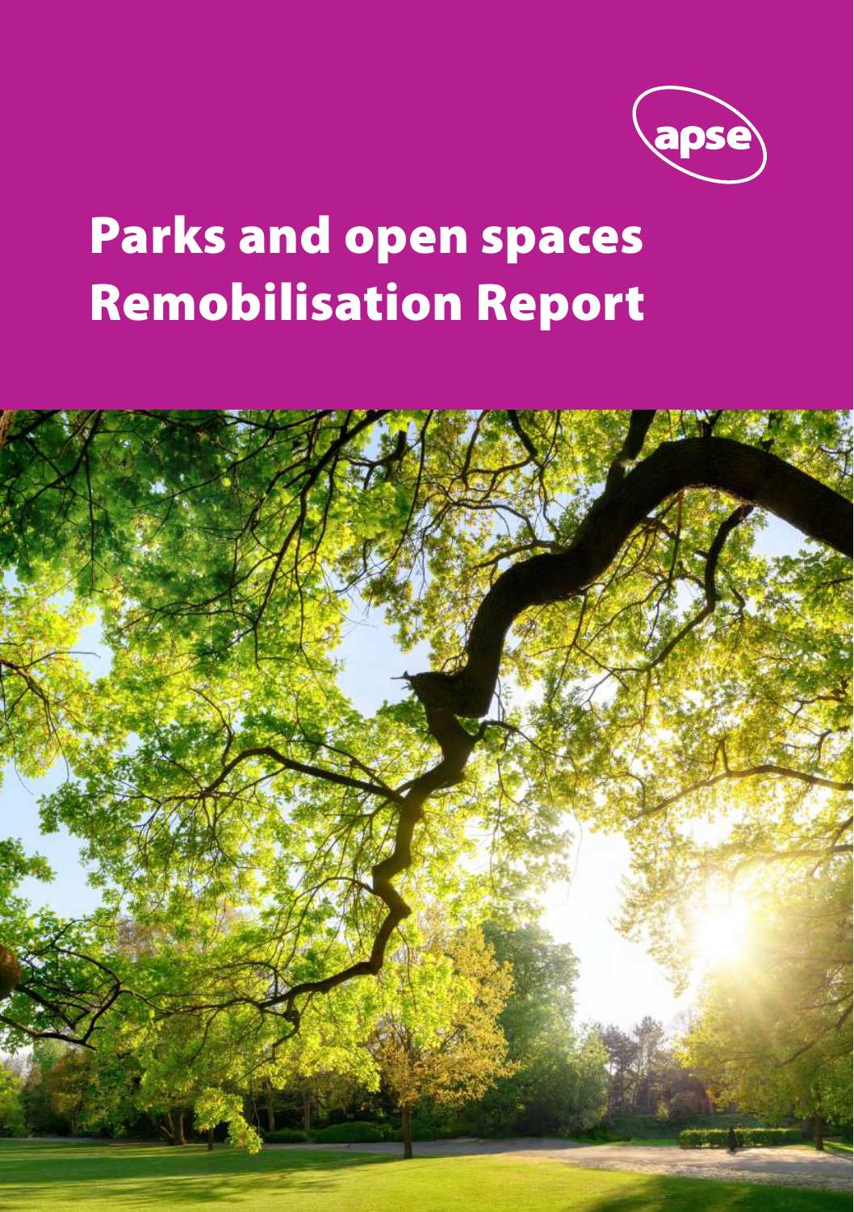apse

# Parks and open spaces Remobilisation Report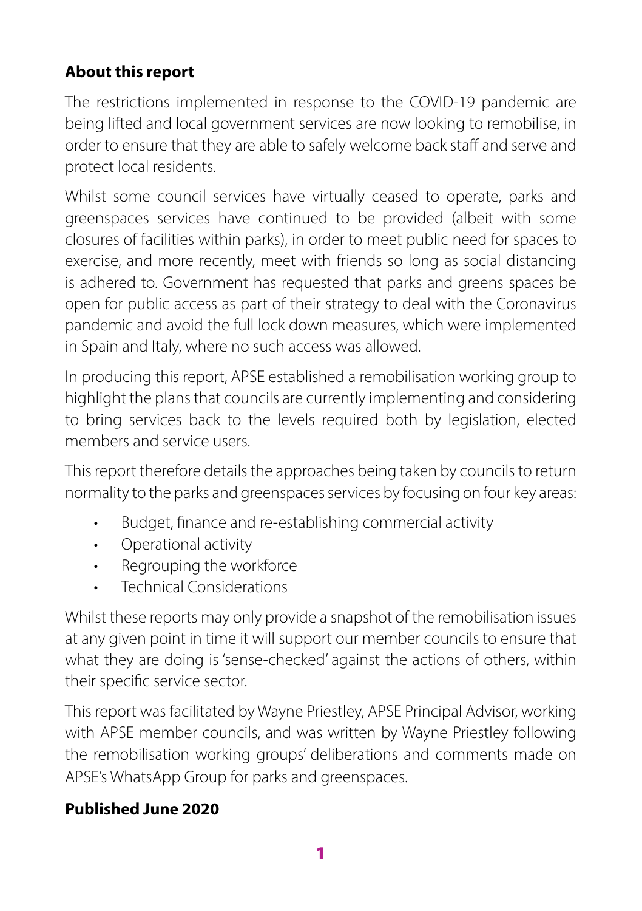## About this report

The restrictions implemented in response to the COVID-19 pandemic are being lifted and local government services are now looking to remobilise, in order to ensure that they are able to safely welcome back staff and serve and protect local residents.

Whilst some council services have virtually ceased to operate, parks and greenspaces services have continued to be provided (albeit with some closures of facilities within parks), in order to meet public need for spaces to exercise, and more recently, meet with friends so long as social distancing is adhered to. Government has requested that parks and greens spaces be open for public access as part of their strategy to deal with the Coronavirus pandemic and avoid the full lock down measures, which were implemented in Spain and Italy, where no such access was allowed.

In producing this report, APSE established a remobilisation working group to highlight the plans that councils are currently implementing and considering to bring services back to the levels required both by legislation, elected members and service users.

This report therefore details the approaches being taken by councils to return normality to the parks and greenspaces services by focusing on four key areas:

- Budget, finance and re-establishing commercial activity
- Operational activity
- Regrouping the workforce
- Technical Considerations

Whilst these reports may only provide a snapshot of the remobilisation issues at any given point in time it will support our member councils to ensure that what they are doing is 'sense-checked' against the actions of others, within their specific service sector.

This report was facilitated by Wayne Priestley, APSE Principal Advisor, working with APSE member councils, and was written by Wayne Priestley following the remobilisation working groups' deliberations and comments made on APSE's WhatsApp Group for parks and greenspaces.

**Published June 2020**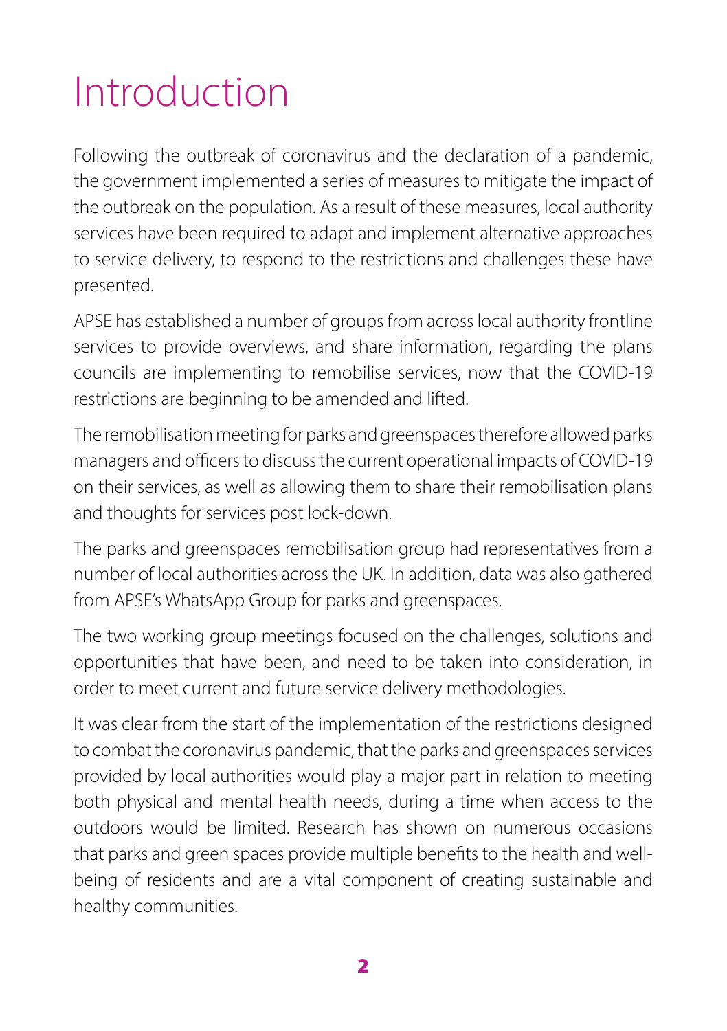# Introduction

Following the outbreak of coronavirus and the declaration of a pandemic, the government implemented a series of measures to mitigate the impact of the outbreak on the population. As a result of these measures, local authority services have been required to adapt and implement alternative approaches to service delivery, to respond to the restrictions and challenges these have presented.

APSE has established a number of groups from across local authority frontline services to provide overviews, and share information, regarding the plans councils are implementing to remobilise services, now that the COVID-19 restrictions are beginning to be amended and lifted.

The remobilisation meeting for parks and greenspaces therefore allowed parks managers and officers to discuss the current operational impacts of COVID-19 on their services, as well as allowing them to share their remobilisation plans and thoughts for services post lock-down.

The parks and greenspaces remobilisation group had representatives from a number of local authorities across the UK. In addition, data was also gathered from APSE's WhatsApp Group for parks and greenspaces.

The two working group meetings focused on the challenges, solutions and opportunities that have been, and need to be taken into consideration, in order to meet current and future service delivery methodologies.

It was clear from the start of the implementation of the restrictions designed to combat the coronavirus pandemic, that the parks and greenspaces services provided by local authorities would play a major part in relation to meeting both physical and mental health needs, during a time when access to the outdoors would be limited. Research has shown on numerous occasions that parks and green spaces provide multiple benefits to the health and well-being of residents and are a vital component of creating sustainable and healthy communities.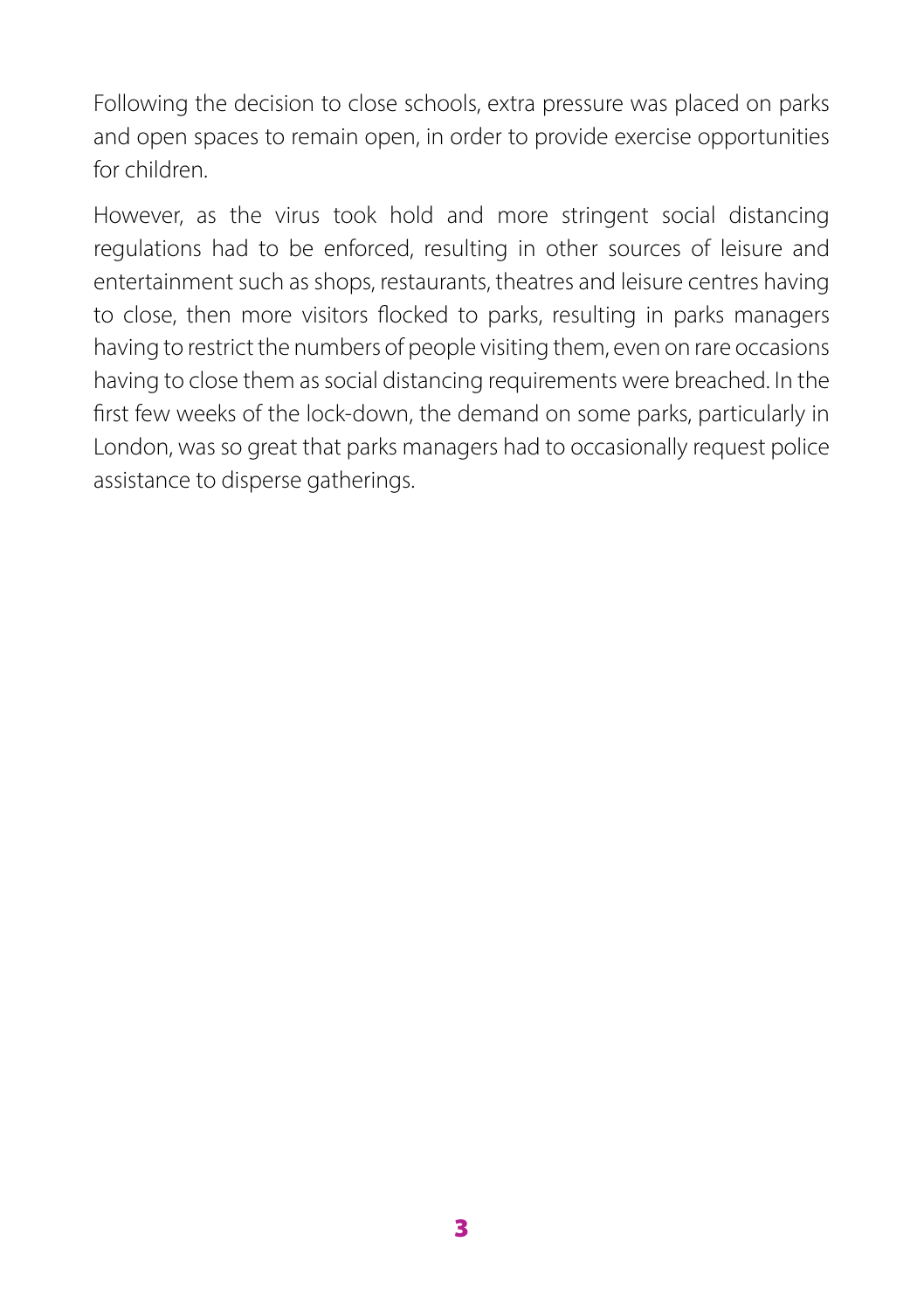Following the decision to close schools, extra pressure was placed on parks and open spaces to remain open, in order to provide exercise opportunities for children.

However, as the virus took hold and more stringent social distancing regulations had to be enforced, resulting in other sources of leisure and entertainment such as shops, restaurants, theatres and leisure centres having to close, then more visitors flocked to parks, resulting in parks managers having to restrict the numbers of people visiting them, even on rare occasions having to close them as social distancing requirements were breached. In the first few weeks of the lock-down, the demand on some parks, particularly in London, was so great that parks managers had to occasionally request police assistance to disperse gatherings.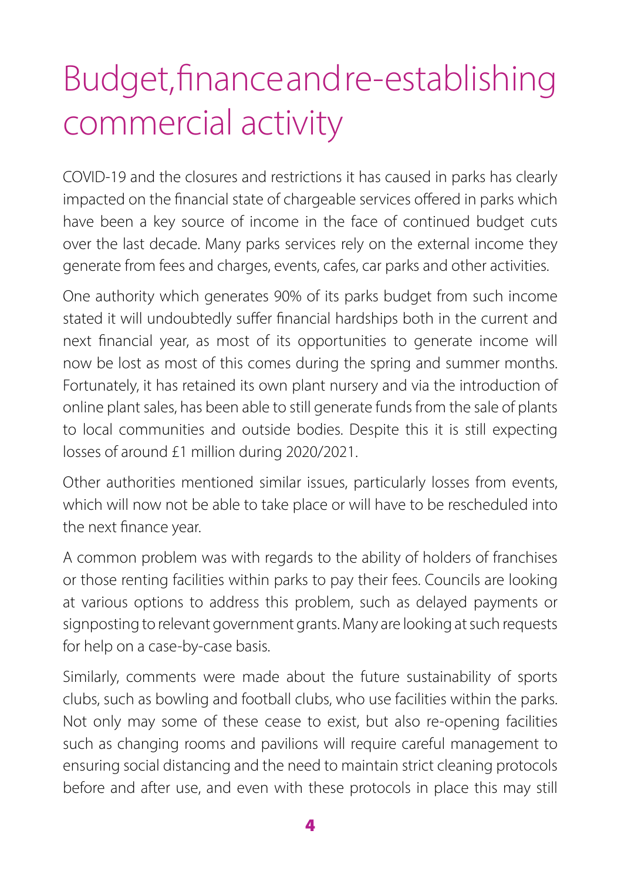# Budget, finance and re-establishing commercial activity

COVID-19 and the closures and restrictions it has caused in parks has clearly impacted on the financial state of chargeable services offered in parks which have been a key source of income in the face of continued budget cuts over the last decade. Many parks services rely on the external income they generate from fees and charges, events, cafes, car parks and other activities.

One authority which generates 90% of its parks budget from such income stated it will undoubtedly suffer financial hardships both in the current and next financial year, as most of its opportunities to generate income will now be lost as most of this comes during the spring and summer months. Fortunately, it has retained its own plant nursery and via the introduction of online plant sales, has been able to still generate funds from the sale of plants to local communities and outside bodies. Despite this it is still expecting losses of around £1 million during 2020/2021.

Other authorities mentioned similar issues, particularly losses from events, which will now not be able to take place or will have to be rescheduled into the next finance year.

A common problem was with regards to the ability of holders of franchises or those renting facilities within parks to pay their fees. Councils are looking at various options to address this problem, such as delayed payments or signposting to relevant government grants. Many are looking at such requests for help on a case-by-case basis.

Similarly, comments were made about the future sustainability of sports clubs, such as bowling and football clubs, who use facilities within the parks. Not only may some of these cease to exist, but also re-opening facilities such as changing rooms and pavilions will require careful management to ensuring social distancing and the need to maintain strict cleaning protocols before and after use, and even with these protocols in place this may still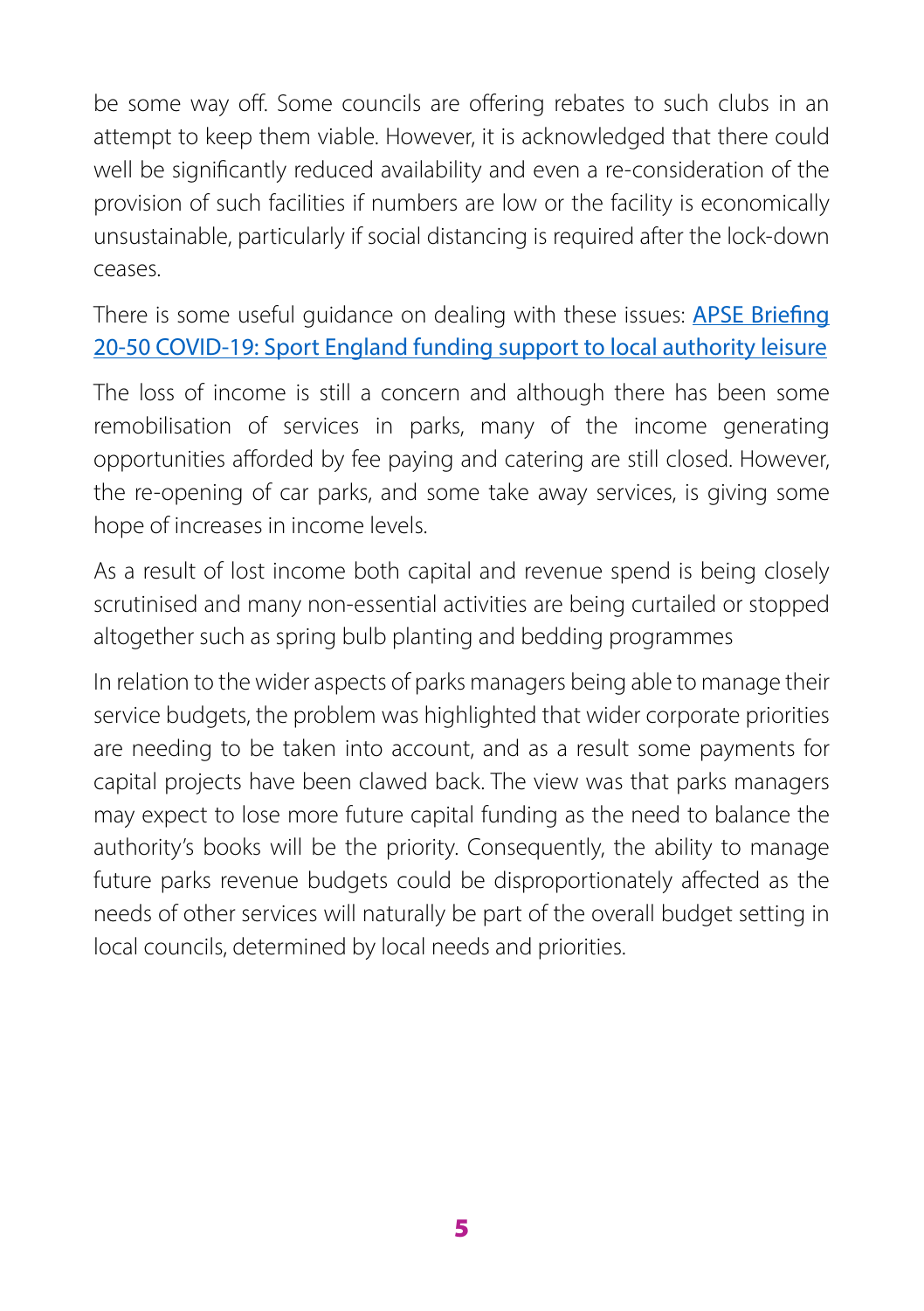be some way off. Some councils are offering rebates to such clubs in an attempt to keep them viable. However, it is acknowledged that there could well be significantly reduced availability and even a re-consideration of the provision of such facilities if numbers are low or the facility is economically unsustainable, particularly if social distancing is required after the lock-down ceases.

There is some useful guidance on dealing with these issues: APSE Briefing 20-50 COVID-19: Sport England funding support to local authority leisure

The loss of income is still a concern and although there has been some remobilisation of services in parks, many of the income generating opportunities afforded by fee paying and catering are still closed. However, the re-opening of car parks, and some take away services, is giving some hope of increases in income levels.

As a result of lost income both capital and revenue spend is being closely scrutinised and many non-essential activities are being curtailed or stopped altogether such as spring bulb planting and bedding programmes

In relation to the wider aspects of parks managers being able to manage their service budgets, the problem was highlighted that wider corporate priorities are needing to be taken into account, and as a result some payments for capital projects have been clawed back. The view was that parks managers may expect to lose more future capital funding as the need to balance the authority's books will be the priority. Consequently, the ability to manage future parks revenue budgets could be disproportionately affected as the needs of other services will naturally be part of the overall budget setting in local councils, determined by local needs and priorities.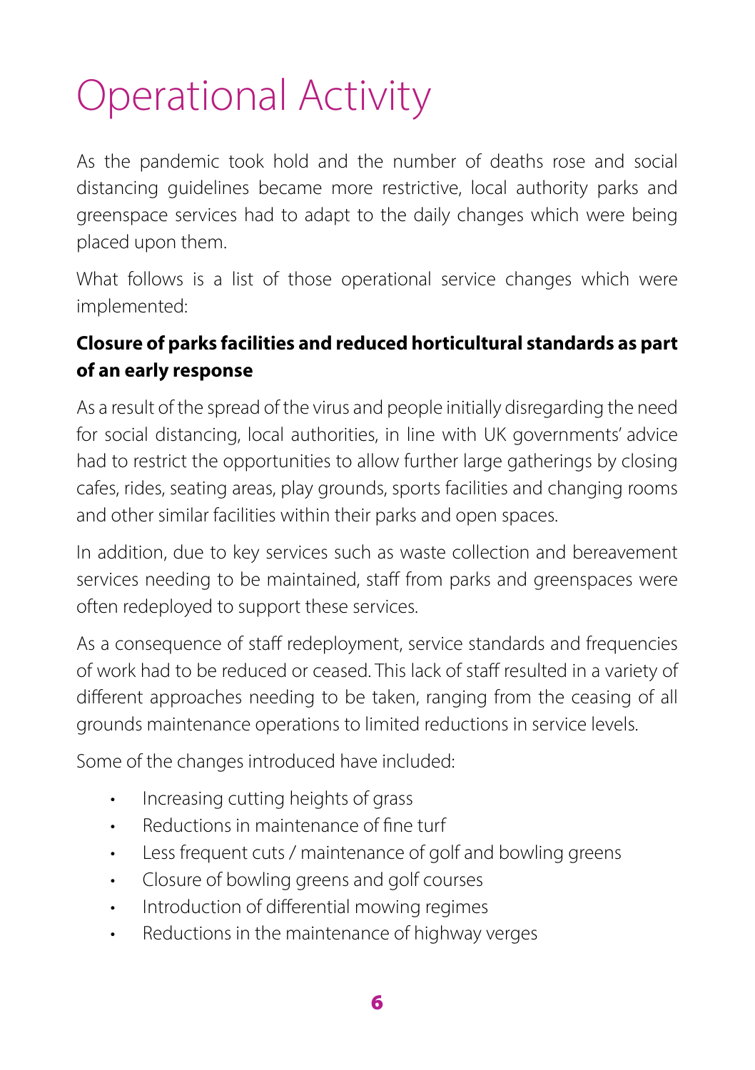# Operational Activity

As the pandemic took hold and the number of deaths rose and social distancing guidelines became more restrictive, local authority parks and greenspace services had to adapt to the daily changes which were being placed upon them.

What follows is a list of those operational service changes which were implemented:

**Closure of parks facilities and reduced horticultural standards as part of an early response**

As a result of the spread of the virus and people initially disregarding the need for social distancing, local authorities, in line with UK governments' advice had to restrict the opportunities to allow further large gatherings by closing cafes, rides, seating areas, play grounds, sports facilities and changing rooms and other similar facilities within their parks and open spaces.

In addition, due to key services such as waste collection and bereavement services needing to be maintained, staff from parks and greenspaces were often redeployed to support these services.

As a consequence of staff redeployment, service standards and frequencies of work had to be reduced or ceased. This lack of staff resulted in a variety of different approaches needing to be taken, ranging from the ceasing of all grounds maintenance operations to limited reductions in service levels.

Some of the changes introduced have included:

- Increasing cutting heights of grass
- Reductions in maintenance of fine turf
- Less frequent cuts / maintenance of golf and bowling greens
- Closure of bowling greens and golf courses
- Introduction of differential mowing regimes
- Reductions in the maintenance of highway verges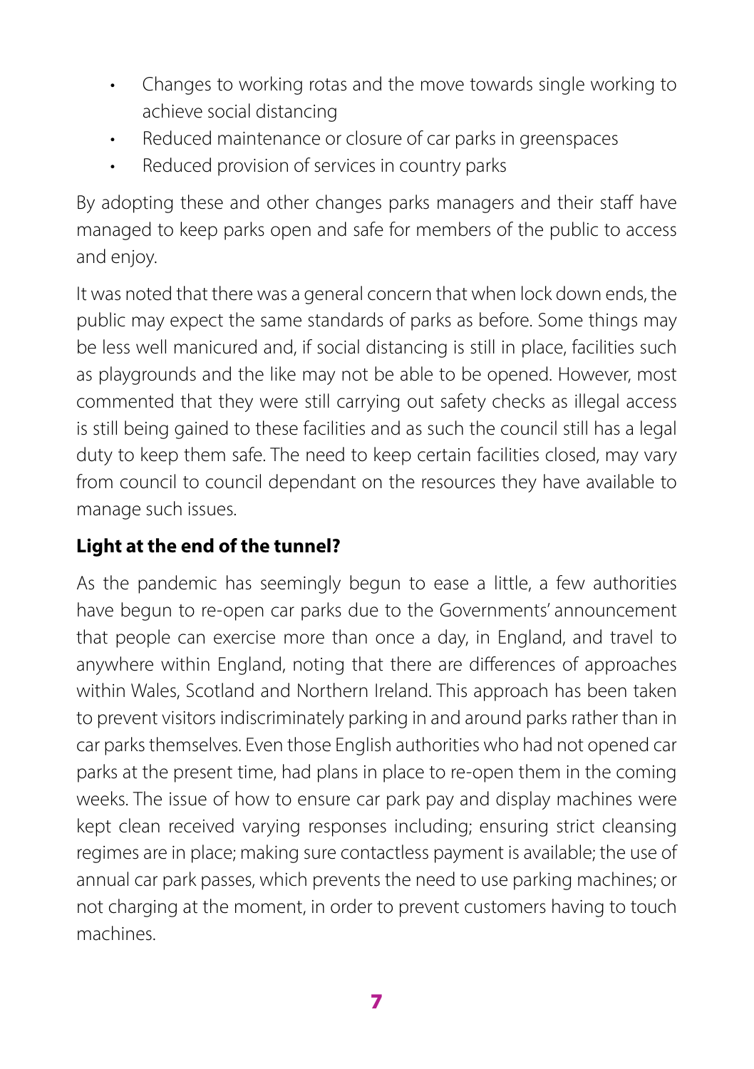- Changes to working rotas and the move towards single working to achieve social distancing
- Reduced maintenance or closure of car parks in greenspaces
- Reduced provision of services in country parks

By adopting these and other changes parks managers and their staff have managed to keep parks open and safe for members of the public to access and enjoy.

It was noted that there was a general concern that when lock down ends, the public may expect the same standards of parks as before. Some things may be less well manicured and, if social distancing is still in place, facilities such as playgrounds and the like may not be able to be opened. However, most commented that they were still carrying out safety checks as illegal access is still being gained to these facilities and as such the council still has a legal duty to keep them safe. The need to keep certain facilities closed, may vary from council to council dependant on the resources they have available to manage such issues.

**Light at the end of the tunnel?**

As the pandemic has seemingly begun to ease a little, a few authorities have begun to re-open car parks due to the Governments' announcement that people can exercise more than once a day, in England, and travel to anywhere within England, noting that there are differences of approaches within Wales, Scotland and Northern Ireland. This approach has been taken to prevent visitors indiscriminately parking in and around parks rather than in car parks themselves. Even those English authorities who had not opened car parks at the present time, had plans in place to re-open them in the coming weeks. The issue of how to ensure car park pay and display machines were kept clean received varying responses including; ensuring strict cleansing regimes are in place; making sure contactless payment is available; the use of annual car park passes, which prevents the need to use parking machines; or not charging at the moment, in order to prevent customers having to touch machines.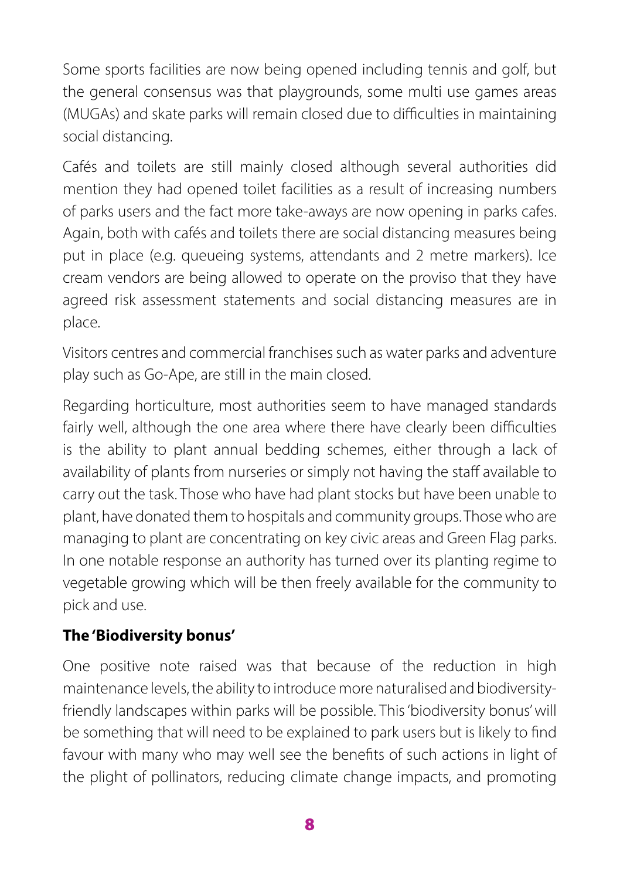Some sports facilities are now being opened including tennis and golf, but the general consensus was that playgrounds, some multi use games areas (MUGAs) and skate parks will remain closed due to difficulties in maintaining social distancing.

Cafés and toilets are still mainly closed although several authorities did mention they had opened toilet facilities as a result of increasing numbers of parks users and the fact more take-aways are now opening in parks cafes. Again, both with cafés and toilets there are social distancing measures being put in place (e.g. queueing systems, attendants and 2 metre markers). Ice cream vendors are being allowed to operate on the proviso that they have agreed risk assessment statements and social distancing measures are in place.

Visitors centres and commercial franchises such as water parks and adventure play such as Go-Ape, are still in the main closed.

Regarding horticulture, most authorities seem to have managed standards fairly well, although the one area where there have clearly been difficulties is the ability to plant annual bedding schemes, either through a lack of availability of plants from nurseries or simply not having the staff available to carry out the task. Those who have had plant stocks but have been unable to plant, have donated them to hospitals and community groups. Those who are managing to plant are concentrating on key civic areas and Green Flag parks. In one notable response an authority has turned over its planting regime to vegetable growing which will be then freely available for the community to pick and use.

**The 'Biodiversity bonus'**

One positive note raised was that because of the reduction in high maintenance levels, the ability to introduce more naturalised and biodiversity-friendly landscapes within parks will be possible. This 'biodiversity bonus' will be something that will need to be explained to park users but is likely to find favour with many who may well see the benefits of such actions in light of the plight of pollinators, reducing climate change impacts, and promoting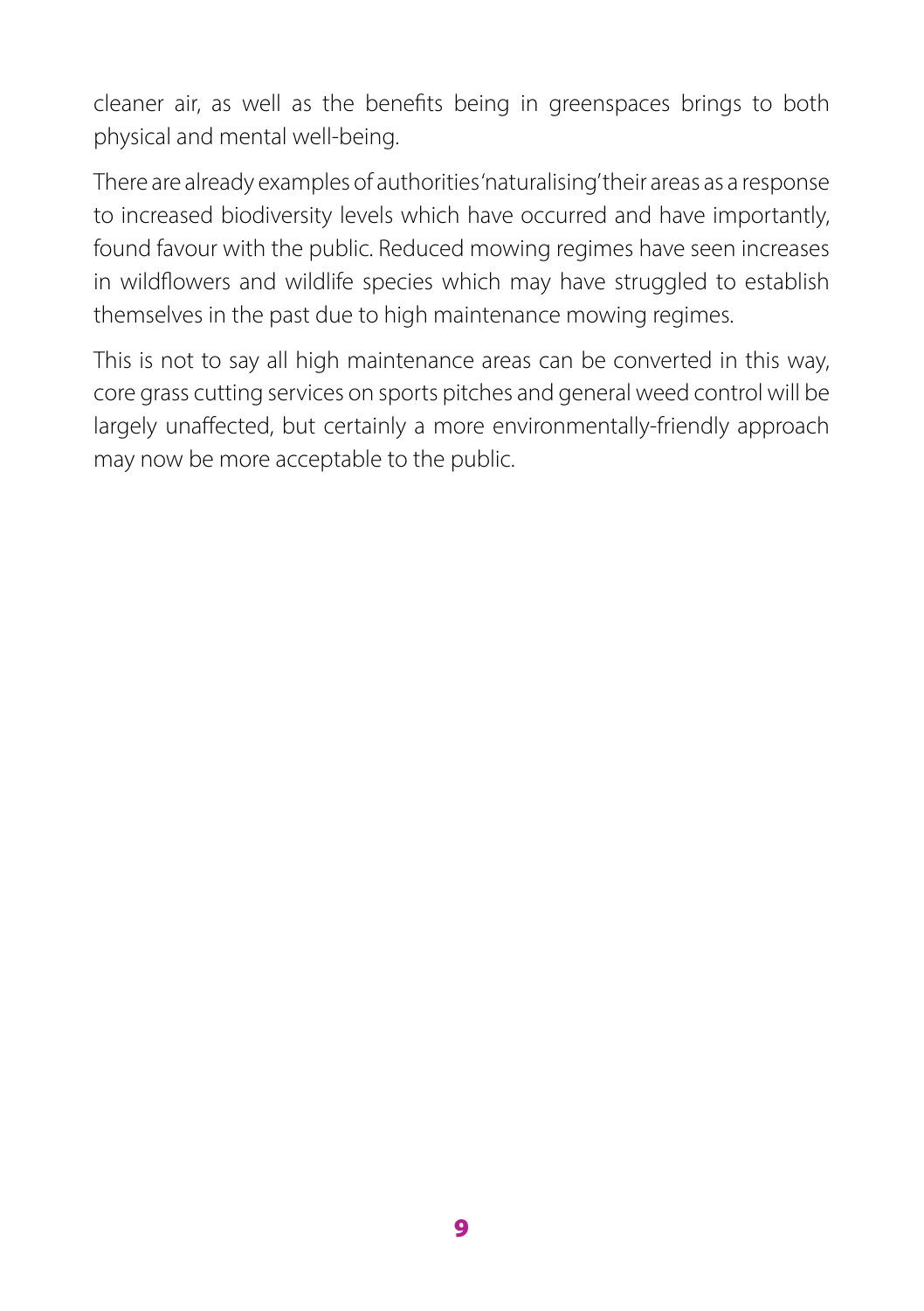cleaner air, as well as the benefits being in greenspaces brings to both physical and mental well-being.

There are already examples of authorities 'naturalising' their areas as a response to increased biodiversity levels which have occurred and have importantly, found favour with the public. Reduced mowing regimes have seen increases in wildflowers and wildlife species which may have struggled to establish themselves in the past due to high maintenance mowing regimes.

This is not to say all high maintenance areas can be converted in this way, core grass cutting services on sports pitches and general weed control will be largely unaffected, but certainly a more environmentally-friendly approach may now be more acceptable to the public.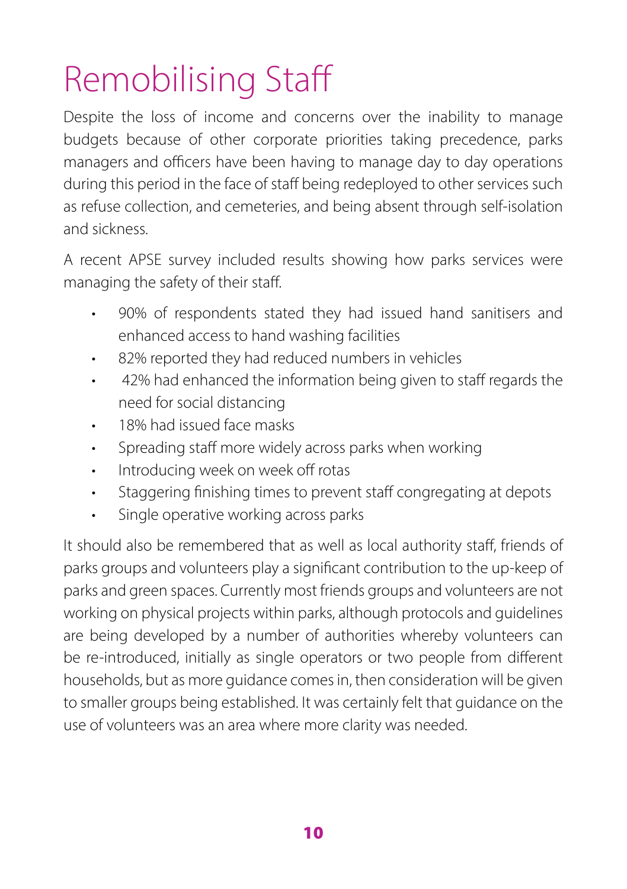# Remobilising Staff

Despite the loss of income and concerns over the inability to manage budgets because of other corporate priorities taking precedence, parks managers and officers have been having to manage day to day operations during this period in the face of staff being redeployed to other services such as refuse collection, and cemeteries, and being absent through self-isolation and sickness.

A recent APSE survey included results showing how parks services were managing the safety of their staff.

- 90% of respondents stated they had issued hand sanitisers and enhanced access to hand washing facilities
- 82% reported they had reduced numbers in vehicles
- 42% had enhanced the information being given to staff regards the need for social distancing
- 18% had issued face masks
- Spreading staff more widely across parks when working
- Introducing week on week off rotas
- Staggering finishing times to prevent staff congregating at depots
- Single operative working across parks

It should also be remembered that as well as local authority staff, friends of parks groups and volunteers play a significant contribution to the up-keep of parks and green spaces. Currently most friends groups and volunteers are not working on physical projects within parks, although protocols and guidelines are being developed by a number of authorities whereby volunteers can be re-introduced, initially as single operators or two people from different households, but as more guidance comes in, then consideration will be given to smaller groups being established. It was certainly felt that guidance on the use of volunteers was an area where more clarity was needed.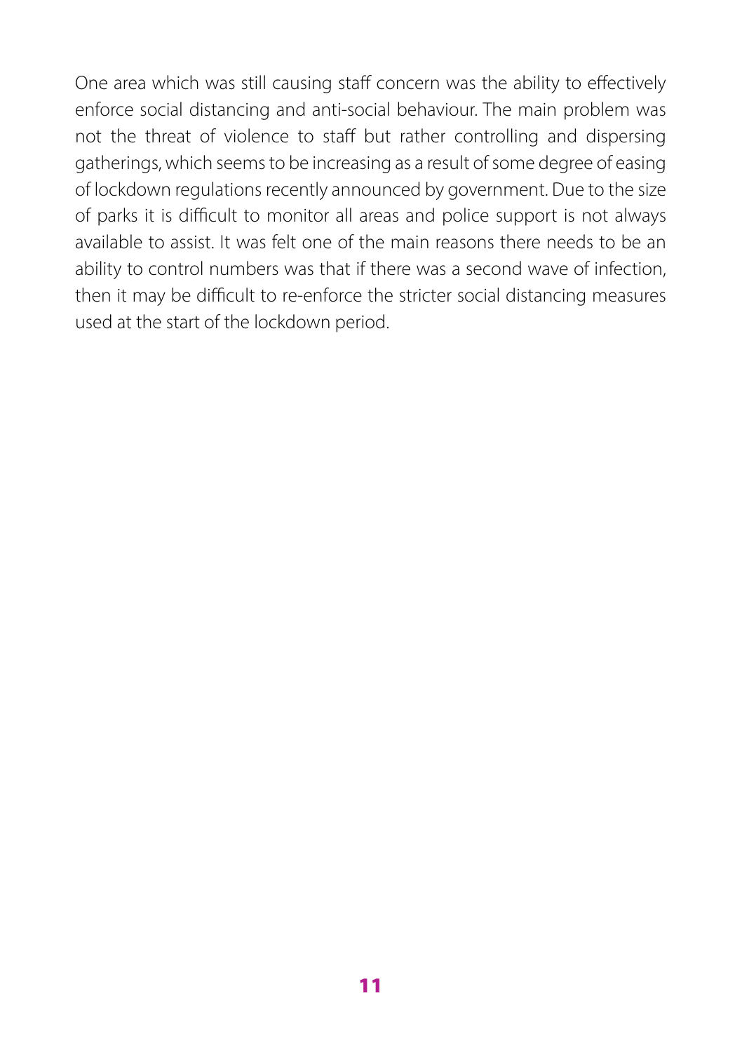One area which was still causing staff concern was the ability to effectively enforce social distancing and anti-social behaviour. The main problem was not the threat of violence to staff but rather controlling and dispersing gatherings, which seems to be increasing as a result of some degree of easing of lockdown regulations recently announced by government. Due to the size of parks it is difficult to monitor all areas and police support is not always available to assist. It was felt one of the main reasons there needs to be an ability to control numbers was that if there was a second wave of infection, then it may be difficult to re-enforce the stricter social distancing measures used at the start of the lockdown period.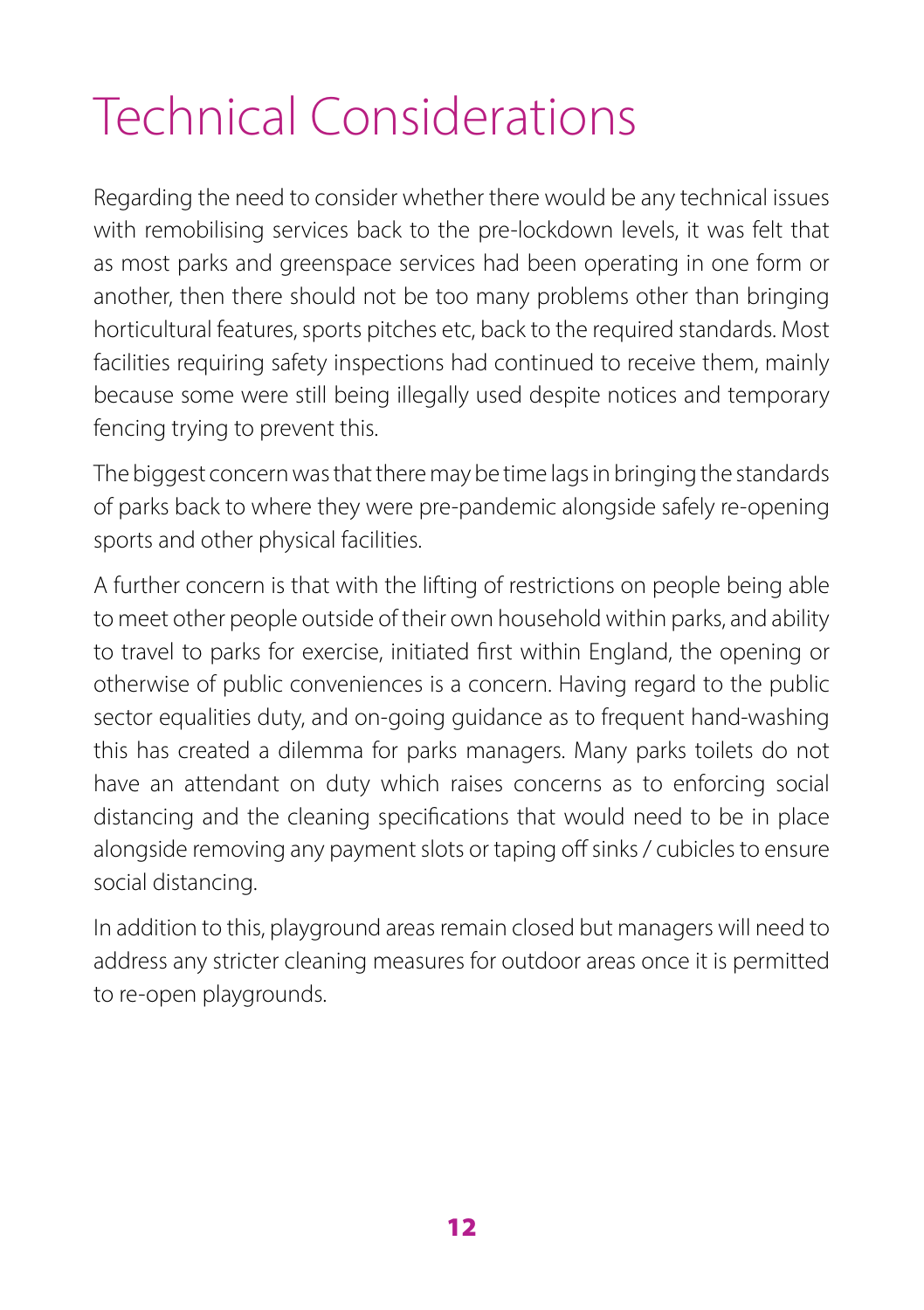# Technical Considerations

Regarding the need to consider whether there would be any technical issues with remobilising services back to the pre-lockdown levels, it was felt that as most parks and greenspace services had been operating in one form or another, then there should not be too many problems other than bringing horticultural features, sports pitches etc, back to the required standards. Most facilities requiring safety inspections had continued to receive them, mainly because some were still being illegally used despite notices and temporary fencing trying to prevent this.

The biggest concern was that there may be time lags in bringing the standards of parks back to where they were pre-pandemic alongside safely re-opening sports and other physical facilities.

A further concern is that with the lifting of restrictions on people being able to meet other people outside of their own household within parks, and ability to travel to parks for exercise, initiated first within England, the opening or otherwise of public conveniences is a concern. Having regard to the public sector equalities duty, and on-going guidance as to frequent hand-washing this has created a dilemma for parks managers. Many parks toilets do not have an attendant on duty which raises concerns as to enforcing social distancing and the cleaning specifications that would need to be in place alongside removing any payment slots or taping off sinks / cubicles to ensure social distancing.

In addition to this, playground areas remain closed but managers will need to address any stricter cleaning measures for outdoor areas once it is permitted to re-open playgrounds.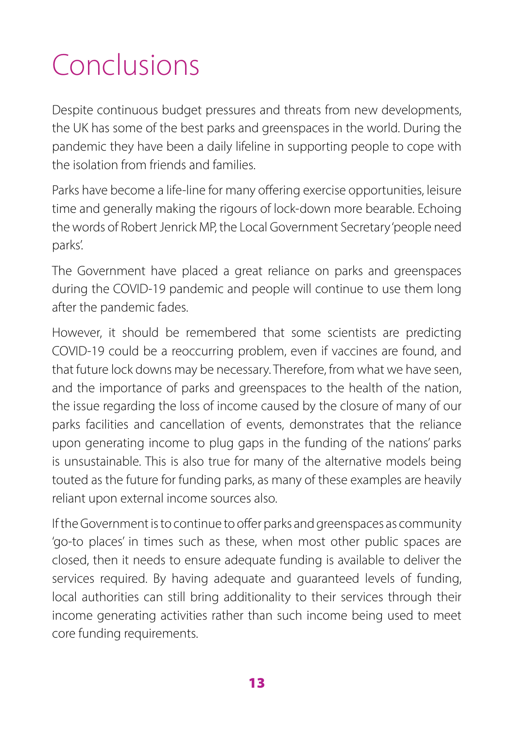# Conclusions

Despite continuous budget pressures and threats from new developments, the UK has some of the best parks and greenspaces in the world. During the pandemic they have been a daily lifeline in supporting people to cope with the isolation from friends and families.

Parks have become a life-line for many offering exercise opportunities, leisure time and generally making the rigours of lock-down more bearable. Echoing the words of Robert Jenrick MP, the Local Government Secretary 'people need parks'.

The Government have placed a great reliance on parks and greenspaces during the COVID-19 pandemic and people will continue to use them long after the pandemic fades.

However, it should be remembered that some scientists are predicting COVID-19 could be a reoccurring problem, even if vaccines are found, and that future lock downs may be necessary. Therefore, from what we have seen, and the importance of parks and greenspaces to the health of the nation, the issue regarding the loss of income caused by the closure of many of our parks facilities and cancellation of events, demonstrates that the reliance upon generating income to plug gaps in the funding of the nations' parks is unsustainable. This is also true for many of the alternative models being touted as the future for funding parks, as many of these examples are heavily reliant upon external income sources also.

If the Government is to continue to offer parks and greenspaces as community 'go-to places' in times such as these, when most other public spaces are closed, then it needs to ensure adequate funding is available to deliver the services required. By having adequate and guaranteed levels of funding, local authorities can still bring additionality to their services through their income generating activities rather than such income being used to meet core funding requirements.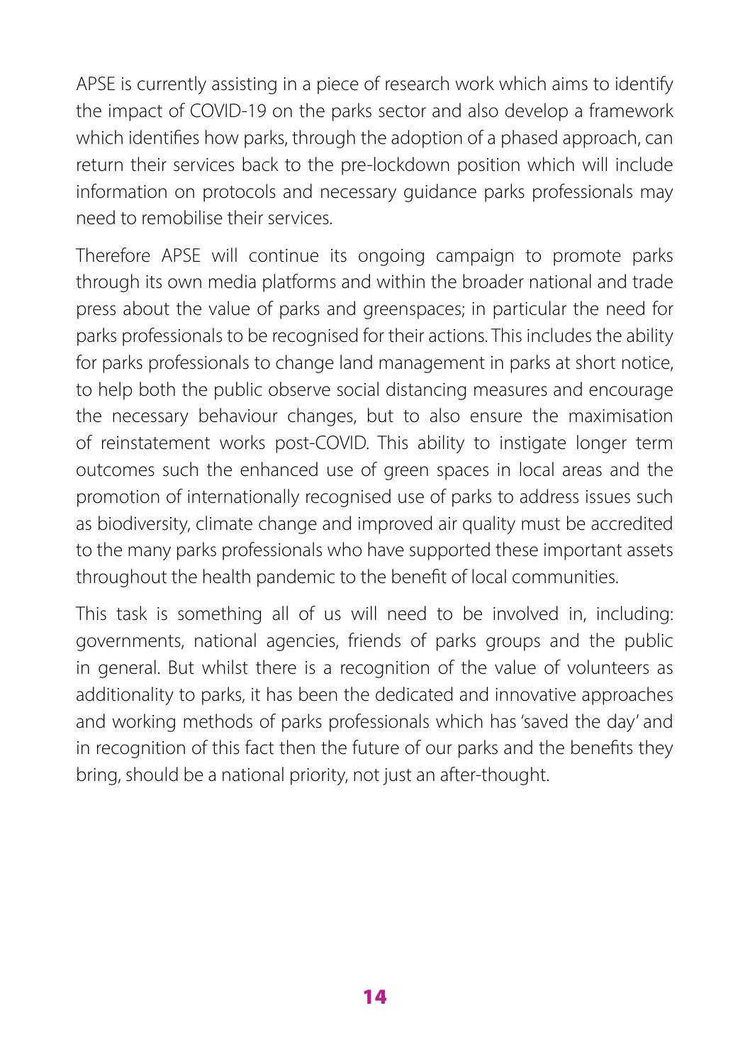APSE is currently assisting in a piece of research work which aims to identify the impact of COVID-19 on the parks sector and also develop a framework which identifies how parks, through the adoption of a phased approach, can return their services back to the pre-lockdown position which will include information on protocols and necessary guidance parks professionals may need to remobilise their services.

Therefore APSE will continue its ongoing campaign to promote parks through its own media platforms and within the broader national and trade press about the value of parks and greenspaces; in particular the need for parks professionals to be recognised for their actions. This includes the ability for parks professionals to change land management in parks at short notice, to help both the public observe social distancing measures and encourage the necessary behaviour changes, but to also ensure the maximisation of reinstatement works post-COVID. This ability to instigate longer term outcomes such the enhanced use of green spaces in local areas and the promotion of internationally recognised use of parks to address issues such as biodiversity, climate change and improved air quality must be accredited to the many parks professionals who have supported these important assets throughout the health pandemic to the benefit of local communities.

This task is something all of us will need to be involved in, including: governments, national agencies, friends of parks groups and the public in general. But whilst there is a recognition of the value of volunteers as additionality to parks, it has been the dedicated and innovative approaches and working methods of parks professionals which has 'saved the day' and in recognition of this fact then the future of our parks and the benefits they bring, should be a national priority, not just an after-thought.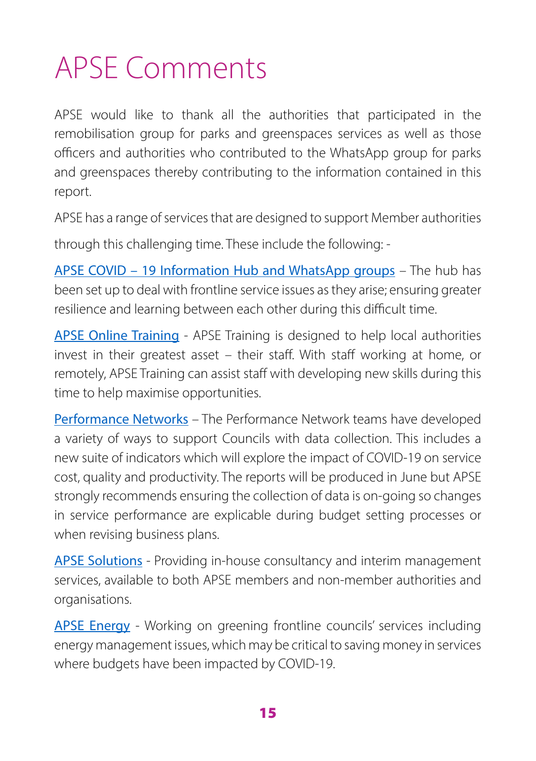# APSE Comments

APSE would like to thank all the authorities that participated in the remobilisation group for parks and greenspaces services as well as those officers and authorities who contributed to the WhatsApp group for parks and greenspaces thereby contributing to the information contained in this report.

APSE has a range of services that are designed to support Member authorities through this challenging time. These include the following: -

APSE COVID – 19 Information Hub and WhatsApp groups – The hub has been set up to deal with frontline service issues as they arise; ensuring greater resilience and learning between each other during this difficult time.

APSE Online Training - APSE Training is designed to help local authorities invest in their greatest asset – their staff. With staff working at home, or remotely, APSE Training can assist staff with developing new skills during this time to help maximise opportunities.

Performance Networks – The Performance Network teams have developed a variety of ways to support Councils with data collection. This includes a new suite of indicators which will explore the impact of COVID-19 on service cost, quality and productivity. The reports will be produced in June but APSE strongly recommends ensuring the collection of data is on-going so changes in service performance are explicable during budget setting processes or when revising business plans.

APSE Solutions - Providing in-house consultancy and interim management services, available to both APSE members and non-member authorities and organisations.

APSE Energy - Working on greening frontline councils' services including energy management issues, which may be critical to saving money in services where budgets have been impacted by COVID-19.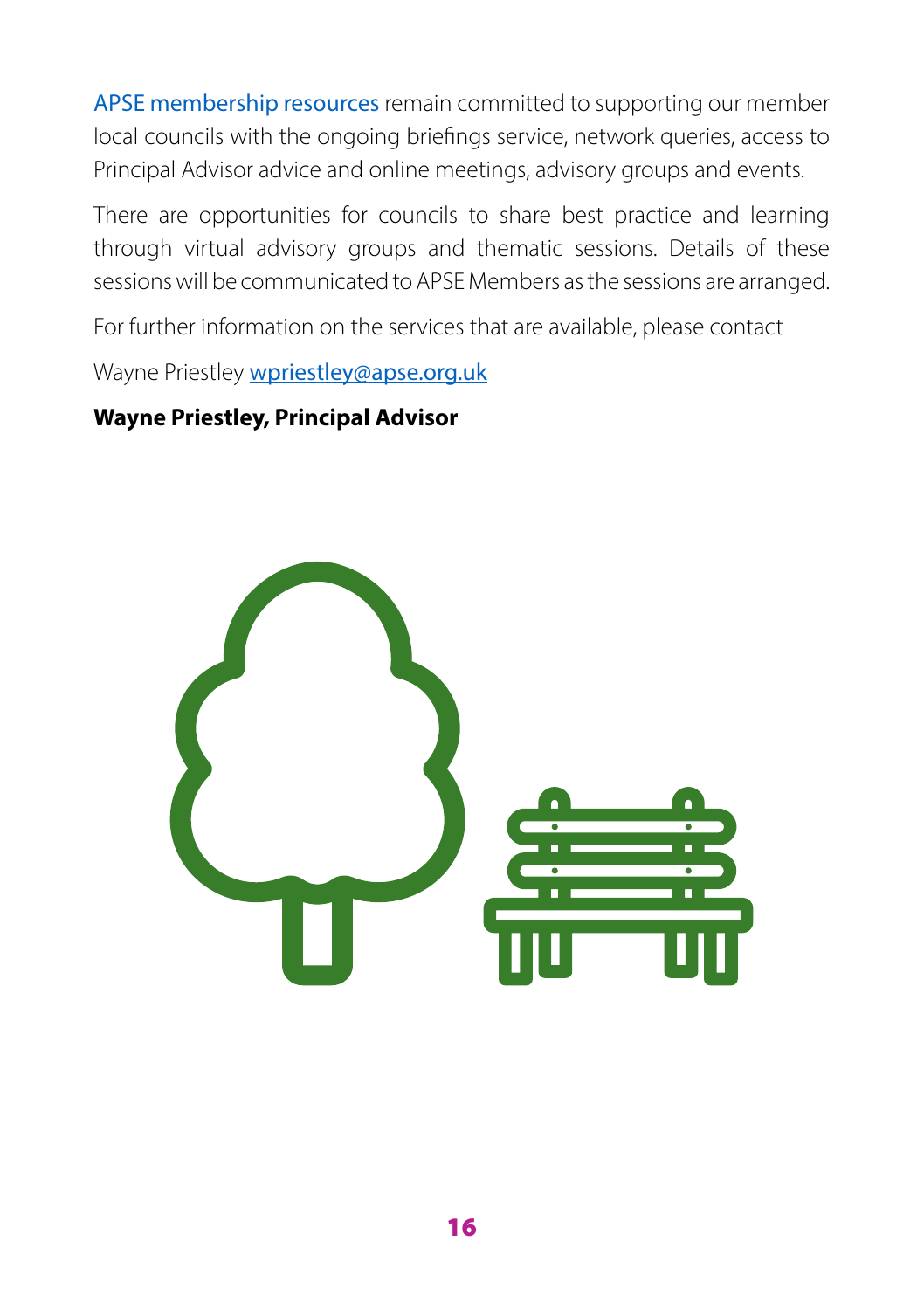[APSE membership resources] remain committed to supporting our member local councils with the ongoing briefings service, network queries, access to Principal Advisor advice and online meetings, advisory groups and events.

There are opportunities for councils to share best practice and learning through virtual advisory groups and thematic sessions. Details of these sessions will be communicated to APSE Members as the sessions are arranged.

For further information on the services that are available, please contact

Wayne Priestley wpriestley@apse.org.uk

**Wayne Priestley, Principal Advisor**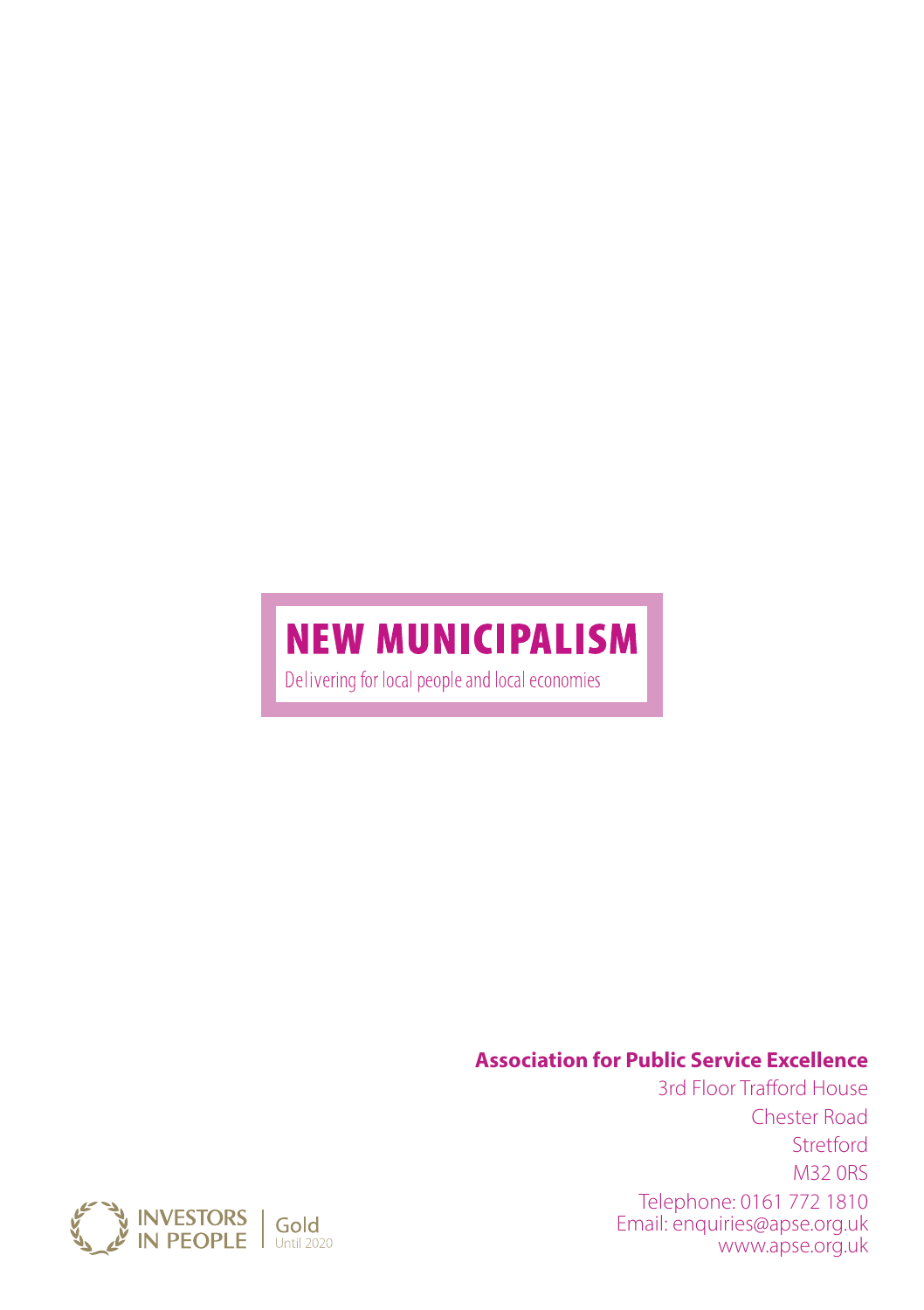**NEW MUNICIPALISM**

Delivering for local people and local economies

**Association for Public Service Excellence**

3rd Floor Trafford House
Chester Road
Stretford
M32 0RS

Telephone: 0161 772 1810
Email: enquiries@apse.org.uk
www.apse.org.uk

INVESTORS IN PEOPLE | Gold Until 2020